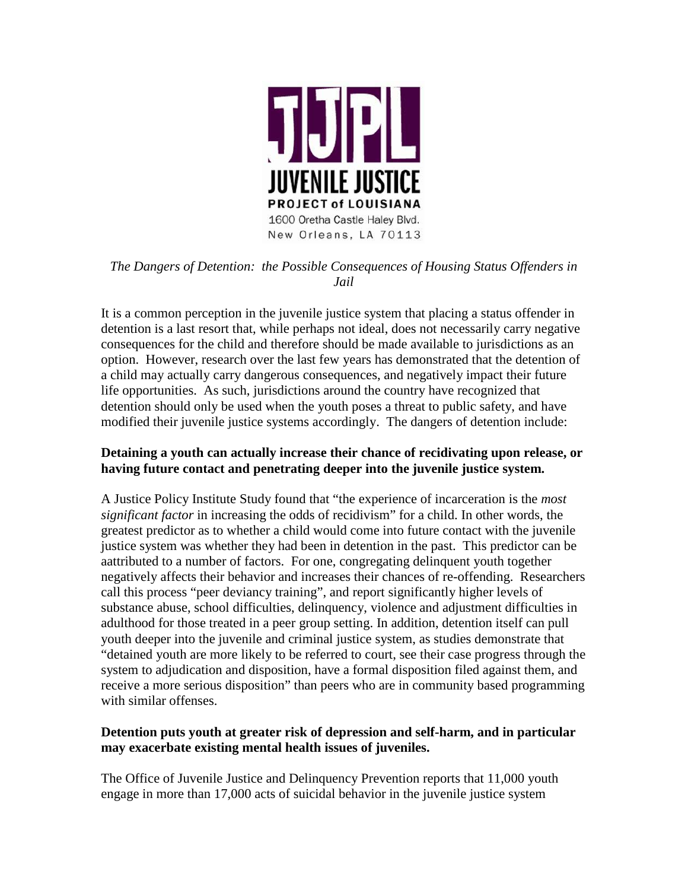JJPL

JUVENILE JUSTICE

PROJECT of LOUISIANA

1600 Oretha Castle Haley Blvd.

New Orleans, LA 70113

*The Dangers of Detention: the Possible Consequences of Housing Status Offenders in Jail*

It is a common perception in the juvenile justice system that placing a status offender in detention is a last resort that, while perhaps not ideal, does not necessarily carry negative consequences for the child and therefore should be made available to jurisdictions as an option. However, research over the last few years has demonstrated that the detention of a child may actually carry dangerous consequences, and negatively impact their future life opportunities. As such, jurisdictions around the country have recognized that detention should only be used when the youth poses a threat to public safety, and have modified their juvenile justice systems accordingly. The dangers of detention include:

**Detaining a youth can actually increase their chance of recidivating upon release, or having future contact and penetrating deeper into the juvenile justice system.**

A Justice Policy Institute Study found that "the experience of incarceration is the *most significant factor* in increasing the odds of recidivism" for a child. In other words, the greatest predictor as to whether a child would come into future contact with the juvenile justice system was whether they had been in detention in the past. This predictor can be aattributed to a number of factors. For one, congregating delinquent youth together negatively affects their behavior and increases their chances of re-offending. Researchers call this process "peer deviancy training", and report significantly higher levels of substance abuse, school difficulties, delinquency, violence and adjustment difficulties in adulthood for those treated in a peer group setting. In addition, detention itself can pull youth deeper into the juvenile and criminal justice system, as studies demonstrate that "detained youth are more likely to be referred to court, see their case progress through the system to adjudication and disposition, have a formal disposition filed against them, and receive a more serious disposition" than peers who are in community based programming with similar offenses.

**Detention puts youth at greater risk of depression and self-harm, and in particular may exacerbate existing mental health issues of juveniles.**

The Office of Juvenile Justice and Delinquency Prevention reports that 11,000 youth engage in more than 17,000 acts of suicidal behavior in the juvenile justice system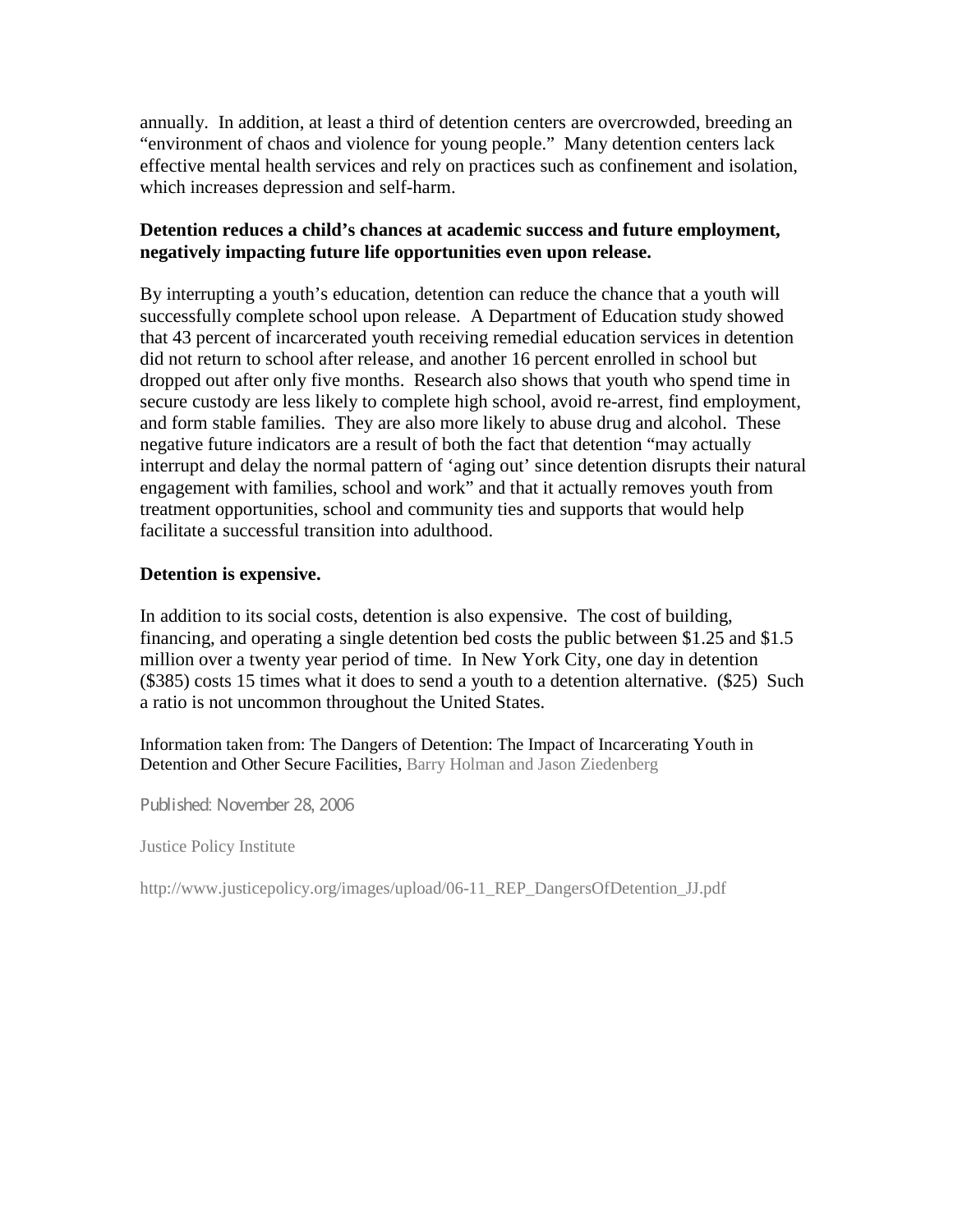annually. In addition, at least a third of detention centers are overcrowded, breeding an "environment of chaos and violence for young people." Many detention centers lack effective mental health services and rely on practices such as confinement and isolation, which increases depression and self-harm.

**Detention reduces a child's chances at academic success and future employment, negatively impacting future life opportunities even upon release.**

By interrupting a youth's education, detention can reduce the chance that a youth will successfully complete school upon release. A Department of Education study showed that 43 percent of incarcerated youth receiving remedial education services in detention did not return to school after release, and another 16 percent enrolled in school but dropped out after only five months. Research also shows that youth who spend time in secure custody are less likely to complete high school, avoid re-arrest, find employment, and form stable families. They are also more likely to abuse drug and alcohol. These negative future indicators are a result of both the fact that detention "may actually interrupt and delay the normal pattern of 'aging out' since detention disrupts their natural engagement with families, school and work" and that it actually removes youth from treatment opportunities, school and community ties and supports that would help facilitate a successful transition into adulthood.

**Detention is expensive.**

In addition to its social costs, detention is also expensive. The cost of building, financing, and operating a single detention bed costs the public between $1.25 and $1.5 million over a twenty year period of time. In New York City, one day in detention ($385) costs 15 times what it does to send a youth to a detention alternative. ($25) Such a ratio is not uncommon throughout the United States.

Information taken from: The Dangers of Detention: The Impact of Incarcerating Youth in Detention and Other Secure Facilities, Barry Holman and Jason Ziedenberg

Published: November 28, 2006

Justice Policy Institute

http://www.justicepolicy.org/images/upload/06-11_REP_DangersOfDetention_JJ.pdf